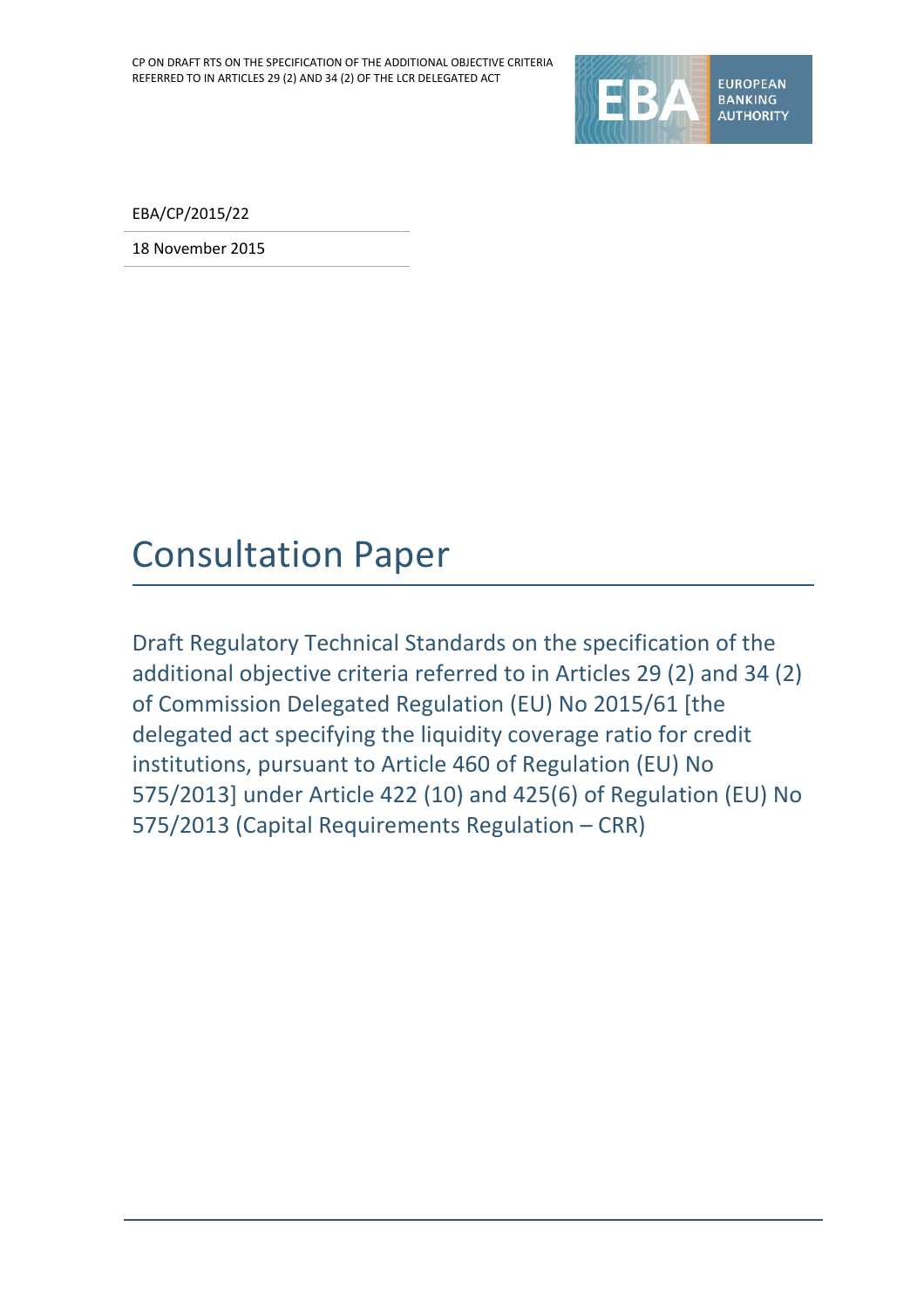EBA/CP/2015/22

18 November 2015

# Consultation Paper

Draft Regulatory Technical Standards on the specification of the additional objective criteria referred to in Articles 29 (2) and 34 (2) of Commission Delegated Regulation (EU) No 2015/61 [the delegated act specifying the liquidity coverage ratio for credit institutions, pursuant to Article 460 of Regulation (EU) No 575/2013] under Article 422 (10) and 425(6) of Regulation (EU) No 575/2013 (Capital Requirements Regulation – CRR)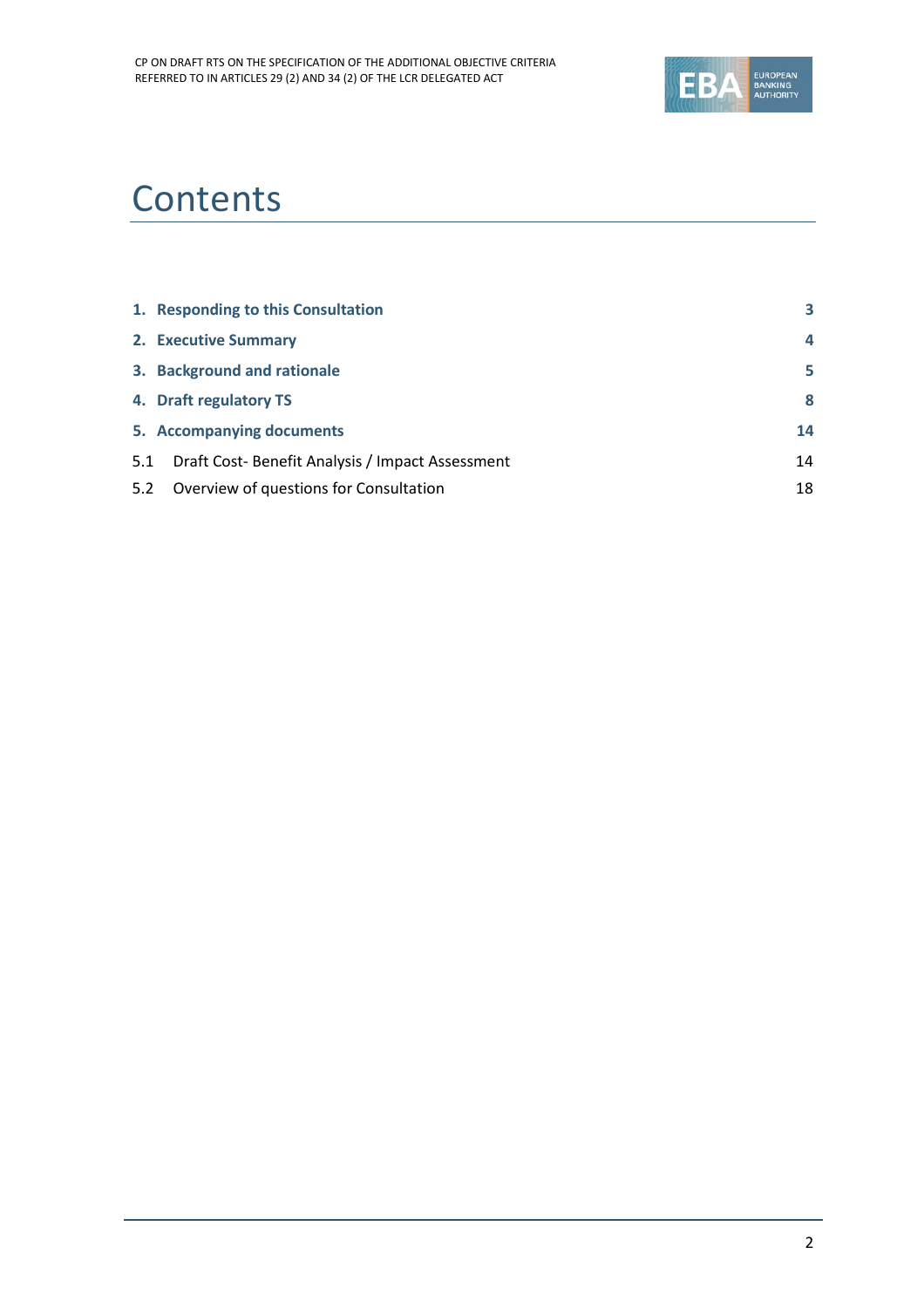# Contents

| | |
|---|---|
| **1. Responding to this Consultation** | **3** |
| **2. Executive Summary** | **4** |
| **3. Background and rationale** | **5** |
| **4. Draft regulatory TS** | **8** |
| **5. Accompanying documents** | **14** |
| 5.1 Draft Cost- Benefit Analysis / Impact Assessment | 14 |
| 5.2 Overview of questions for Consultation | 18 |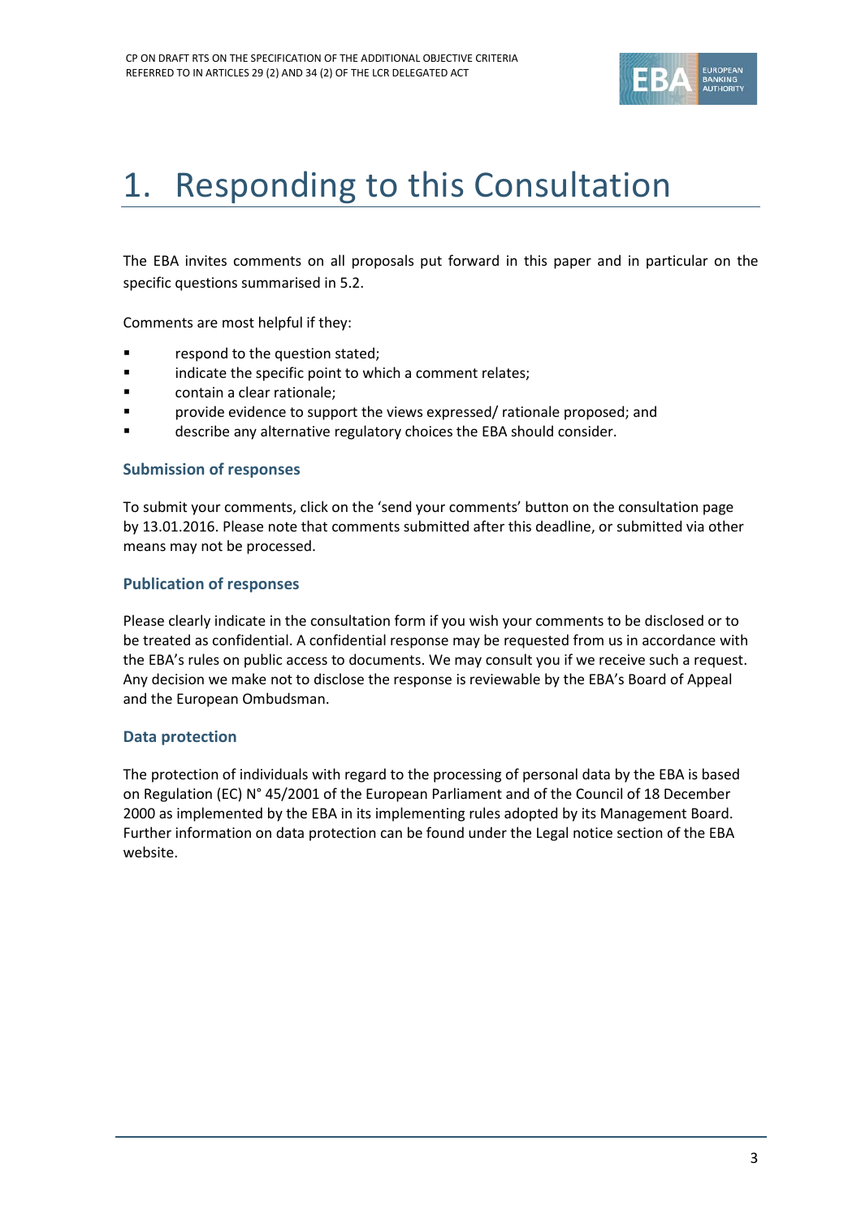# 1. Responding to this Consultation

The EBA invites comments on all proposals put forward in this paper and in particular on the specific questions summarised in 5.2.

Comments are most helpful if they:

- respond to the question stated;
- indicate the specific point to which a comment relates;
- contain a clear rationale;
- provide evidence to support the views expressed/ rationale proposed; and
- describe any alternative regulatory choices the EBA should consider.

### Submission of responses

To submit your comments, click on the 'send your comments' button on the consultation page by 13.01.2016. Please note that comments submitted after this deadline, or submitted via other means may not be processed.

### Publication of responses

Please clearly indicate in the consultation form if you wish your comments to be disclosed or to be treated as confidential. A confidential response may be requested from us in accordance with the EBA's rules on public access to documents. We may consult you if we receive such a request. Any decision we make not to disclose the response is reviewable by the EBA's Board of Appeal and the European Ombudsman.

### Data protection

The protection of individuals with regard to the processing of personal data by the EBA is based on Regulation (EC) N° 45/2001 of the European Parliament and of the Council of 18 December 2000 as implemented by the EBA in its implementing rules adopted by its Management Board. Further information on data protection can be found under the Legal notice section of the EBA website.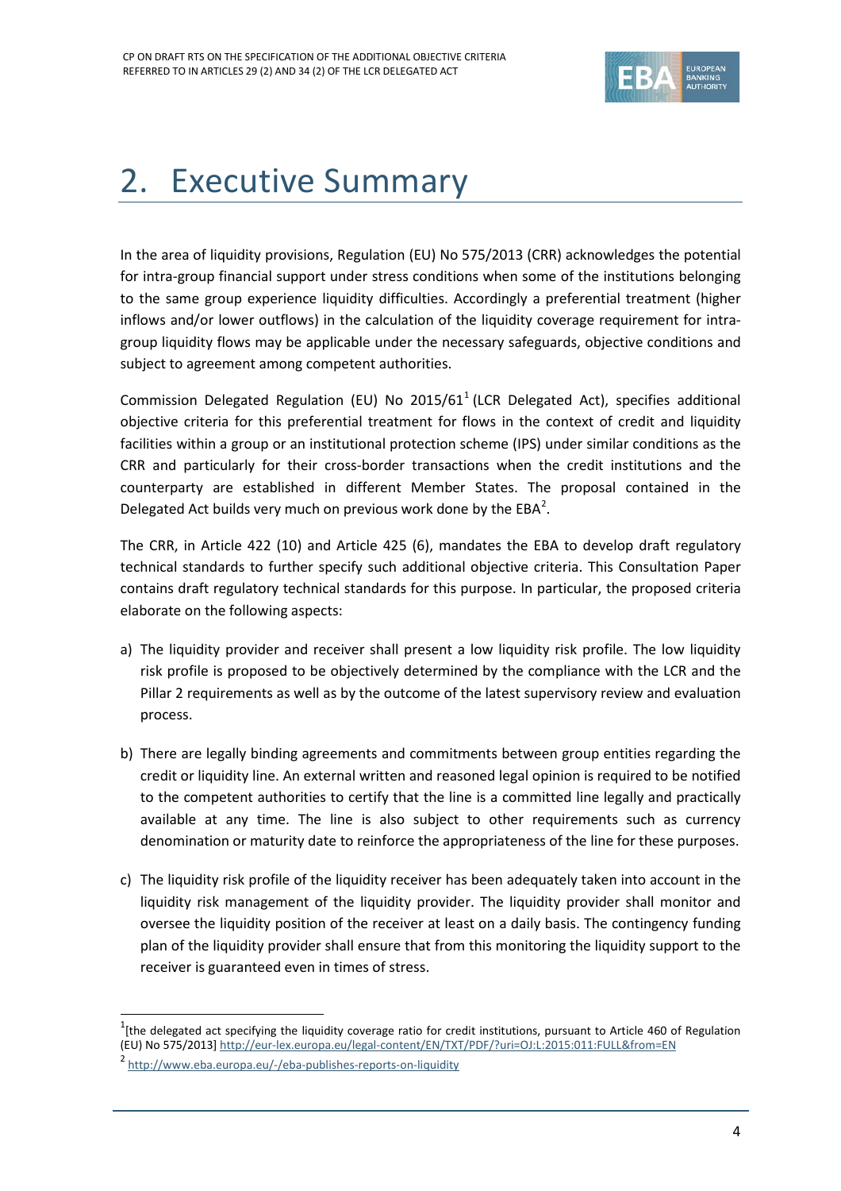# 2. Executive Summary

In the area of liquidity provisions, Regulation (EU) No 575/2013 (CRR) acknowledges the potential for intra-group financial support under stress conditions when some of the institutions belonging to the same group experience liquidity difficulties. Accordingly a preferential treatment (higher inflows and/or lower outflows) in the calculation of the liquidity coverage requirement for intra-group liquidity flows may be applicable under the necessary safeguards, objective conditions and subject to agreement among competent authorities.

Commission Delegated Regulation (EU) No 2015/61[1] (LCR Delegated Act), specifies additional objective criteria for this preferential treatment for flows in the context of credit and liquidity facilities within a group or an institutional protection scheme (IPS) under similar conditions as the CRR and particularly for their cross-border transactions when the credit institutions and the counterparty are established in different Member States. The proposal contained in the Delegated Act builds very much on previous work done by the EBA[2].

The CRR, in Article 422 (10) and Article 425 (6), mandates the EBA to develop draft regulatory technical standards to further specify such additional objective criteria. This Consultation Paper contains draft regulatory technical standards for this purpose. In particular, the proposed criteria elaborate on the following aspects:

a) The liquidity provider and receiver shall present a low liquidity risk profile. The low liquidity risk profile is proposed to be objectively determined by the compliance with the LCR and the Pillar 2 requirements as well as by the outcome of the latest supervisory review and evaluation process.

b) There are legally binding agreements and commitments between group entities regarding the credit or liquidity line. An external written and reasoned legal opinion is required to be notified to the competent authorities to certify that the line is a committed line legally and practically available at any time. The line is also subject to other requirements such as currency denomination or maturity date to reinforce the appropriateness of the line for these purposes.

c) The liquidity risk profile of the liquidity receiver has been adequately taken into account in the liquidity risk management of the liquidity provider. The liquidity provider shall monitor and oversee the liquidity position of the receiver at least on a daily basis. The contingency funding plan of the liquidity provider shall ensure that from this monitoring the liquidity support to the receiver is guaranteed even in times of stress.

---

[1] [the delegated act specifying the liquidity coverage ratio for credit institutions, pursuant to Article 460 of Regulation (EU) No 575/2013] http://eur-lex.europa.eu/legal-content/EN/TXT/PDF/?uri=OJ:L:2015:011:FULL&from=EN

[2] http://www.eba.europa.eu/-/eba-publishes-reports-on-liquidity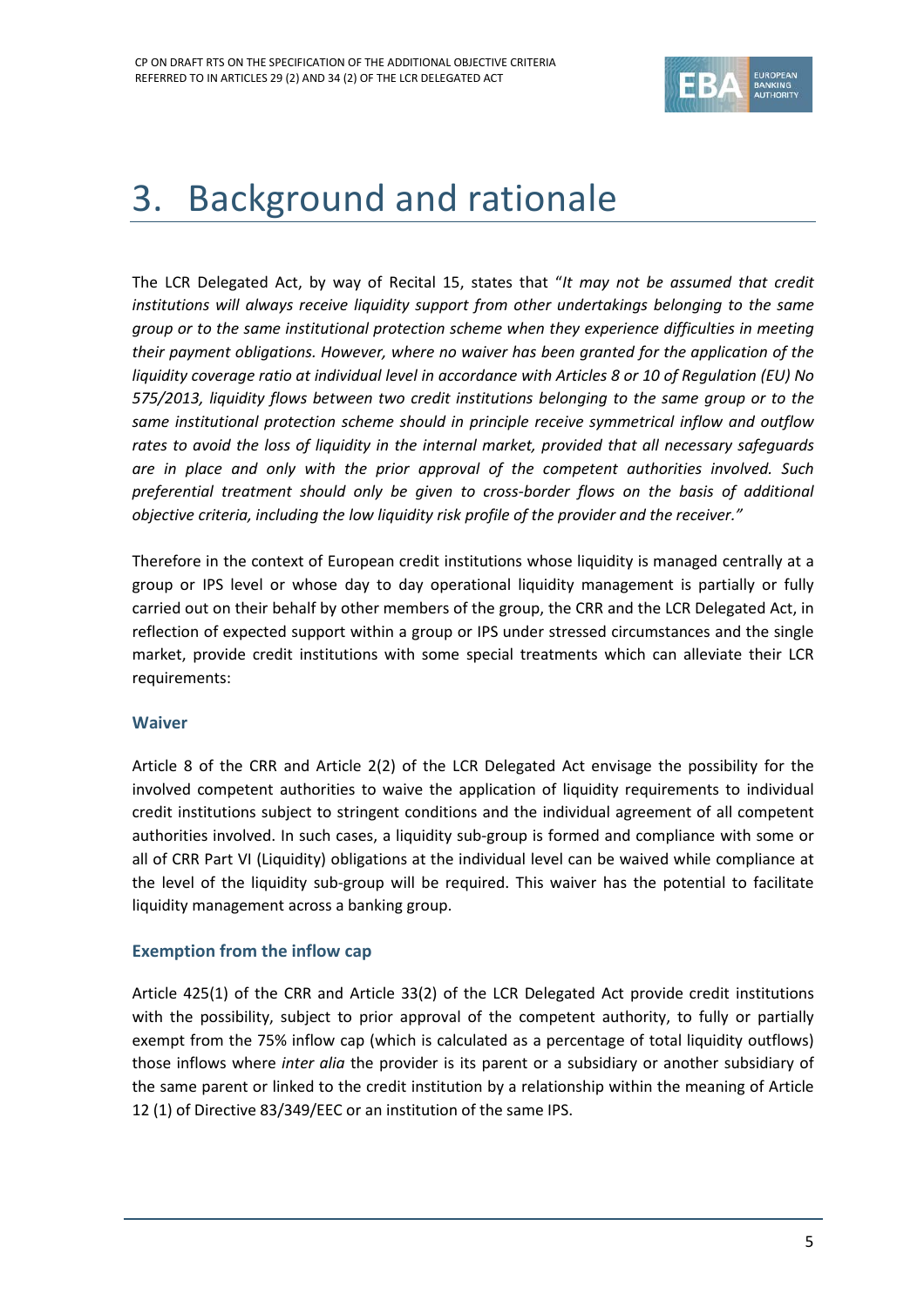# 3. Background and rationale

The LCR Delegated Act, by way of Recital 15, states that "*It may not be assumed that credit institutions will always receive liquidity support from other undertakings belonging to the same group or to the same institutional protection scheme when they experience difficulties in meeting their payment obligations. However, where no waiver has been granted for the application of the liquidity coverage ratio at individual level in accordance with Articles 8 or 10 of Regulation (EU) No 575/2013, liquidity flows between two credit institutions belonging to the same group or to the same institutional protection scheme should in principle receive symmetrical inflow and outflow rates to avoid the loss of liquidity in the internal market, provided that all necessary safeguards are in place and only with the prior approval of the competent authorities involved. Such preferential treatment should only be given to cross-border flows on the basis of additional objective criteria, including the low liquidity risk profile of the provider and the receiver.*"

Therefore in the context of European credit institutions whose liquidity is managed centrally at a group or IPS level or whose day to day operational liquidity management is partially or fully carried out on their behalf by other members of the group, the CRR and the LCR Delegated Act, in reflection of expected support within a group or IPS under stressed circumstances and the single market, provide credit institutions with some special treatments which can alleviate their LCR requirements:

### Waiver

Article 8 of the CRR and Article 2(2) of the LCR Delegated Act envisage the possibility for the involved competent authorities to waive the application of liquidity requirements to individual credit institutions subject to stringent conditions and the individual agreement of all competent authorities involved. In such cases, a liquidity sub-group is formed and compliance with some or all of CRR Part VI (Liquidity) obligations at the individual level can be waived while compliance at the level of the liquidity sub-group will be required. This waiver has the potential to facilitate liquidity management across a banking group.

### Exemption from the inflow cap

Article 425(1) of the CRR and Article 33(2) of the LCR Delegated Act provide credit institutions with the possibility, subject to prior approval of the competent authority, to fully or partially exempt from the 75% inflow cap (which is calculated as a percentage of total liquidity outflows) those inflows where *inter alia* the provider is its parent or a subsidiary or another subsidiary of the same parent or linked to the credit institution by a relationship within the meaning of Article 12 (1) of Directive 83/349/EEC or an institution of the same IPS.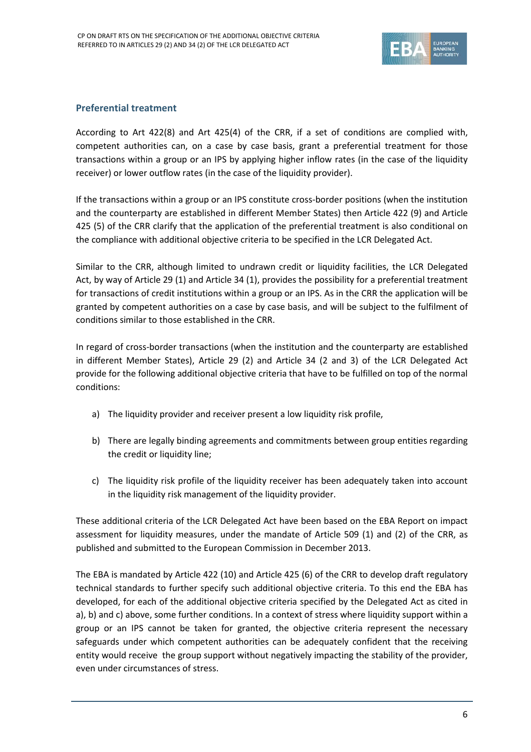## Preferential treatment

According to Art 422(8) and Art 425(4) of the CRR, if a set of conditions are complied with, competent authorities can, on a case by case basis, grant a preferential treatment for those transactions within a group or an IPS by applying higher inflow rates (in the case of the liquidity receiver) or lower outflow rates (in the case of the liquidity provider).

If the transactions within a group or an IPS constitute cross-border positions (when the institution and the counterparty are established in different Member States) then Article 422 (9) and Article 425 (5) of the CRR clarify that the application of the preferential treatment is also conditional on the compliance with additional objective criteria to be specified in the LCR Delegated Act.

Similar to the CRR, although limited to undrawn credit or liquidity facilities, the LCR Delegated Act, by way of Article 29 (1) and Article 34 (1), provides the possibility for a preferential treatment for transactions of credit institutions within a group or an IPS. As in the CRR the application will be granted by competent authorities on a case by case basis, and will be subject to the fulfilment of conditions similar to those established in the CRR.

In regard of cross-border transactions (when the institution and the counterparty are established in different Member States), Article 29 (2) and Article 34 (2 and 3) of the LCR Delegated Act provide for the following additional objective criteria that have to be fulfilled on top of the normal conditions:

a) The liquidity provider and receiver present a low liquidity risk profile,

b) There are legally binding agreements and commitments between group entities regarding the credit or liquidity line;

c) The liquidity risk profile of the liquidity receiver has been adequately taken into account in the liquidity risk management of the liquidity provider.

These additional criteria of the LCR Delegated Act have been based on the EBA Report on impact assessment for liquidity measures, under the mandate of Article 509 (1) and (2) of the CRR, as published and submitted to the European Commission in December 2013.

The EBA is mandated by Article 422 (10) and Article 425 (6) of the CRR to develop draft regulatory technical standards to further specify such additional objective criteria. To this end the EBA has developed, for each of the additional objective criteria specified by the Delegated Act as cited in a), b) and c) above, some further conditions. In a context of stress where liquidity support within a group or an IPS cannot be taken for granted, the objective criteria represent the necessary safeguards under which competent authorities can be adequately confident that the receiving entity would receive the group support without negatively impacting the stability of the provider, even under circumstances of stress.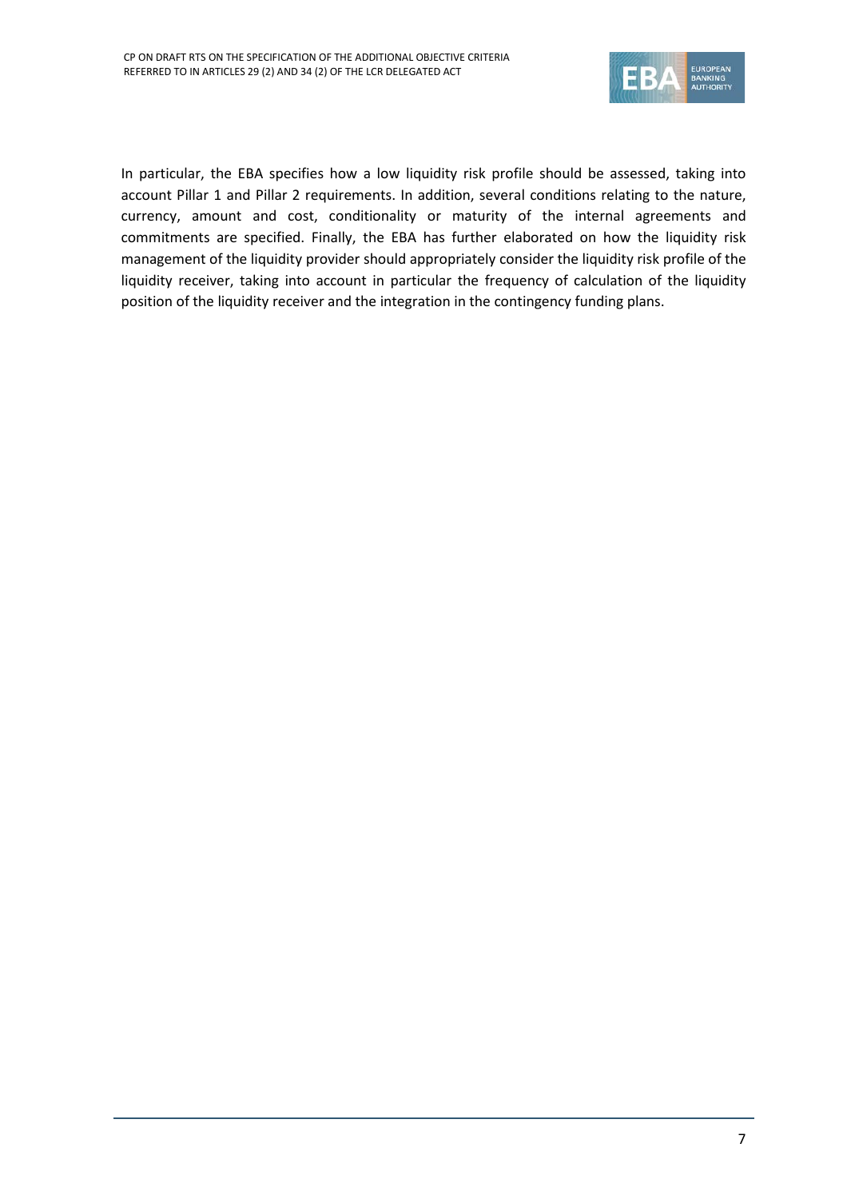In particular, the EBA specifies how a low liquidity risk profile should be assessed, taking into account Pillar 1 and Pillar 2 requirements. In addition, several conditions relating to the nature, currency, amount and cost, conditionality or maturity of the internal agreements and commitments are specified. Finally, the EBA has further elaborated on how the liquidity risk management of the liquidity provider should appropriately consider the liquidity risk profile of the liquidity receiver, taking into account in particular the frequency of calculation of the liquidity position of the liquidity receiver and the integration in the contingency funding plans.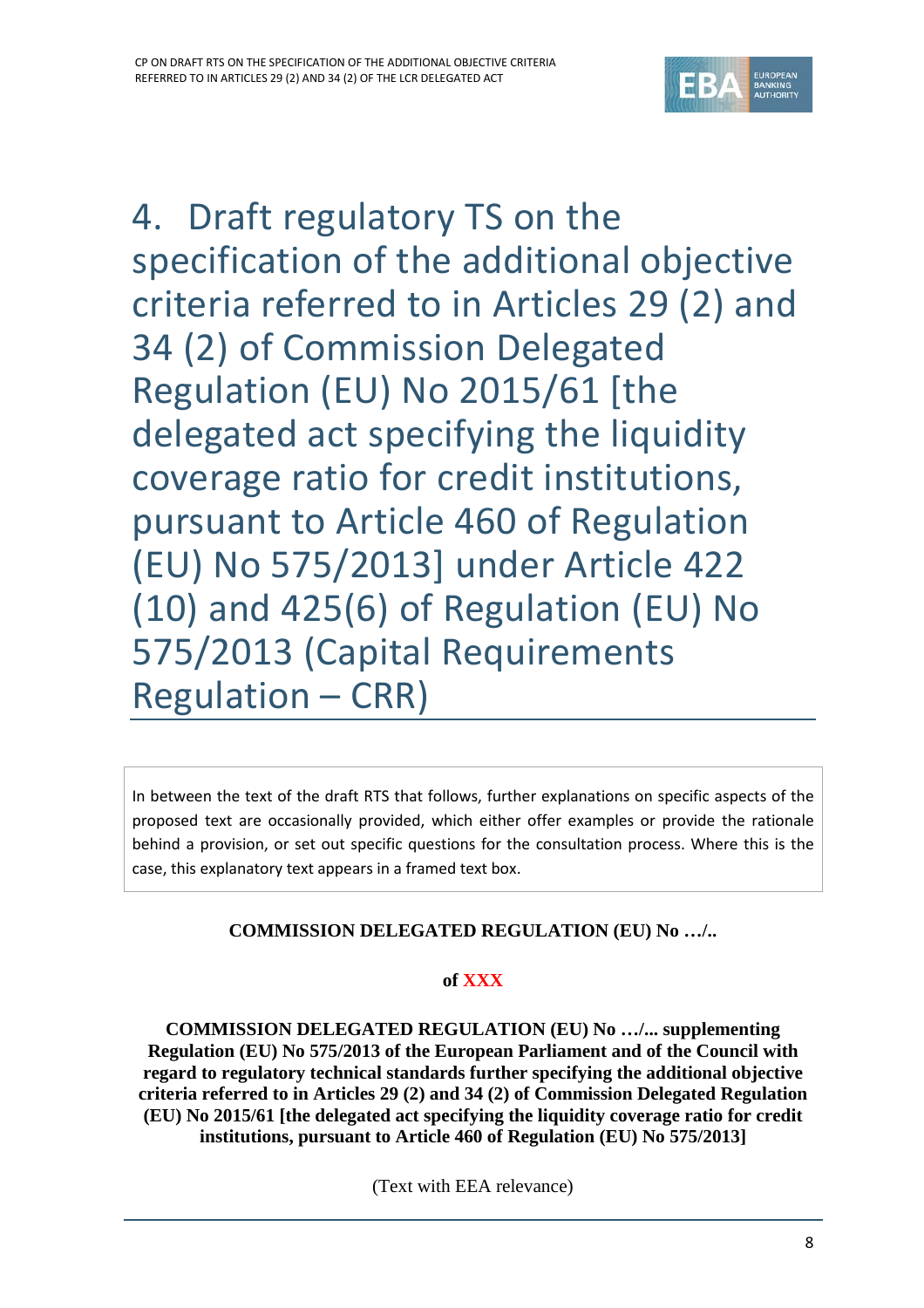# 4. Draft regulatory TS on the specification of the additional objective criteria referred to in Articles 29 (2) and 34 (2) of Commission Delegated Regulation (EU) No 2015/61 [the delegated act specifying the liquidity coverage ratio for credit institutions, pursuant to Article 460 of Regulation (EU) No 575/2013] under Article 422 (10) and 425(6) of Regulation (EU) No 575/2013 (Capital Requirements Regulation – CRR)

> In between the text of the draft RTS that follows, further explanations on specific aspects of the proposed text are occasionally provided, which either offer examples or provide the rationale behind a provision, or set out specific questions for the consultation process. Where this is the case, this explanatory text appears in a framed text box.

**COMMISSION DELEGATED REGULATION (EU) No …/..**

**of XXX**

**COMMISSION DELEGATED REGULATION (EU) No …/... supplementing Regulation (EU) No 575/2013 of the European Parliament and of the Council with regard to regulatory technical standards further specifying the additional objective criteria referred to in Articles 29 (2) and 34 (2) of Commission Delegated Regulation (EU) No 2015/61 [the delegated act specifying the liquidity coverage ratio for credit institutions, pursuant to Article 460 of Regulation (EU) No 575/2013]**

(Text with EEA relevance)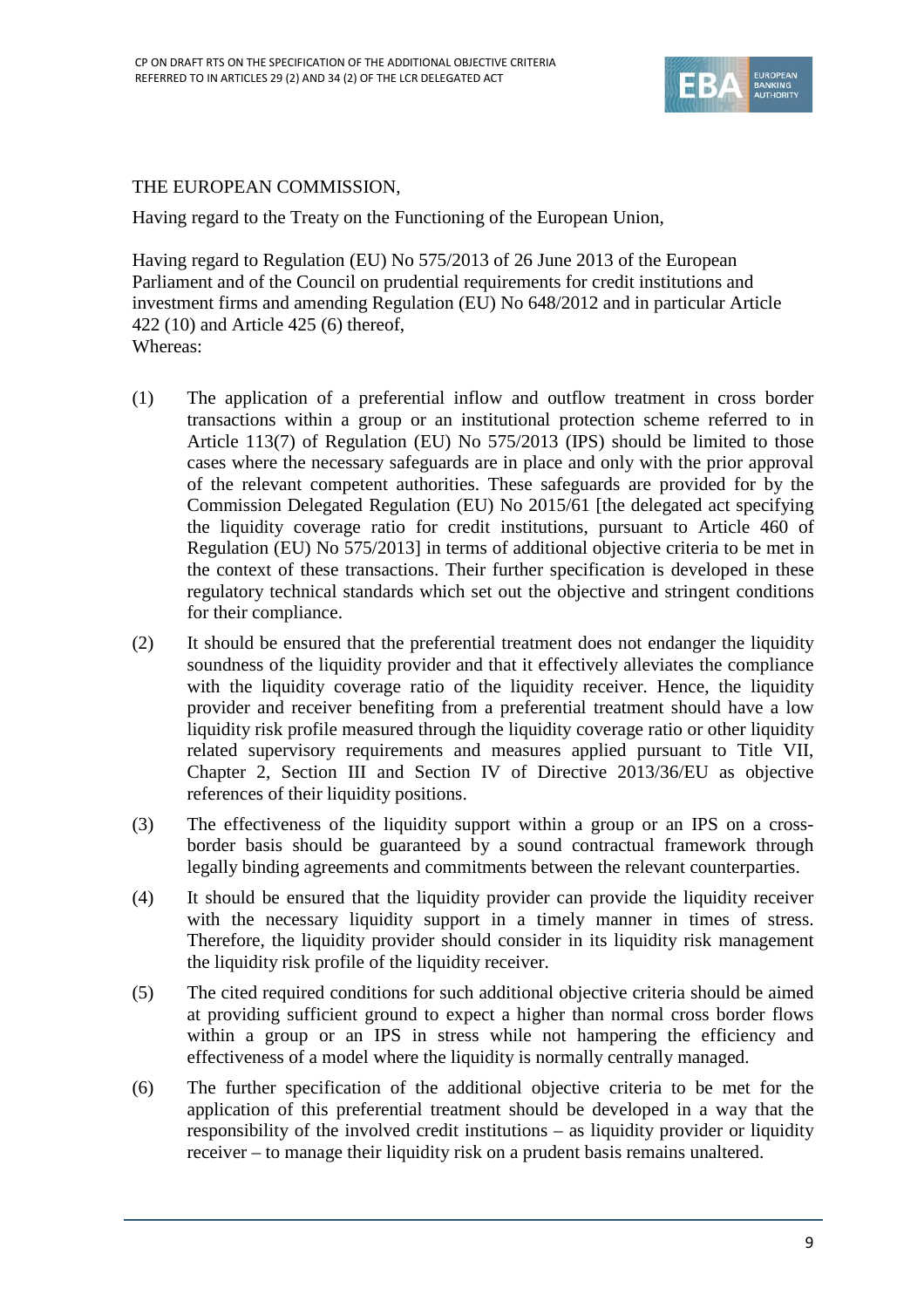THE EUROPEAN COMMISSION,

Having regard to the Treaty on the Functioning of the European Union,

Having regard to Regulation (EU) No 575/2013 of 26 June 2013 of the European Parliament and of the Council on prudential requirements for credit institutions and investment firms and amending Regulation (EU) No 648/2012 and in particular Article 422 (10) and Article 425 (6) thereof,
Whereas:

(1) The application of a preferential inflow and outflow treatment in cross border transactions within a group or an institutional protection scheme referred to in Article 113(7) of Regulation (EU) No 575/2013 (IPS) should be limited to those cases where the necessary safeguards are in place and only with the prior approval of the relevant competent authorities. These safeguards are provided for by the Commission Delegated Regulation (EU) No 2015/61 [the delegated act specifying the liquidity coverage ratio for credit institutions, pursuant to Article 460 of Regulation (EU) No 575/2013] in terms of additional objective criteria to be met in the context of these transactions. Their further specification is developed in these regulatory technical standards which set out the objective and stringent conditions for their compliance.

(2) It should be ensured that the preferential treatment does not endanger the liquidity soundness of the liquidity provider and that it effectively alleviates the compliance with the liquidity coverage ratio of the liquidity receiver. Hence, the liquidity provider and receiver benefiting from a preferential treatment should have a low liquidity risk profile measured through the liquidity coverage ratio or other liquidity related supervisory requirements and measures applied pursuant to Title VII, Chapter 2, Section III and Section IV of Directive 2013/36/EU as objective references of their liquidity positions.

(3) The effectiveness of the liquidity support within a group or an IPS on a cross-border basis should be guaranteed by a sound contractual framework through legally binding agreements and commitments between the relevant counterparties.

(4) It should be ensured that the liquidity provider can provide the liquidity receiver with the necessary liquidity support in a timely manner in times of stress. Therefore, the liquidity provider should consider in its liquidity risk management the liquidity risk profile of the liquidity receiver.

(5) The cited required conditions for such additional objective criteria should be aimed at providing sufficient ground to expect a higher than normal cross border flows within a group or an IPS in stress while not hampering the efficiency and effectiveness of a model where the liquidity is normally centrally managed.

(6) The further specification of the additional objective criteria to be met for the application of this preferential treatment should be developed in a way that the responsibility of the involved credit institutions – as liquidity provider or liquidity receiver – to manage their liquidity risk on a prudent basis remains unaltered.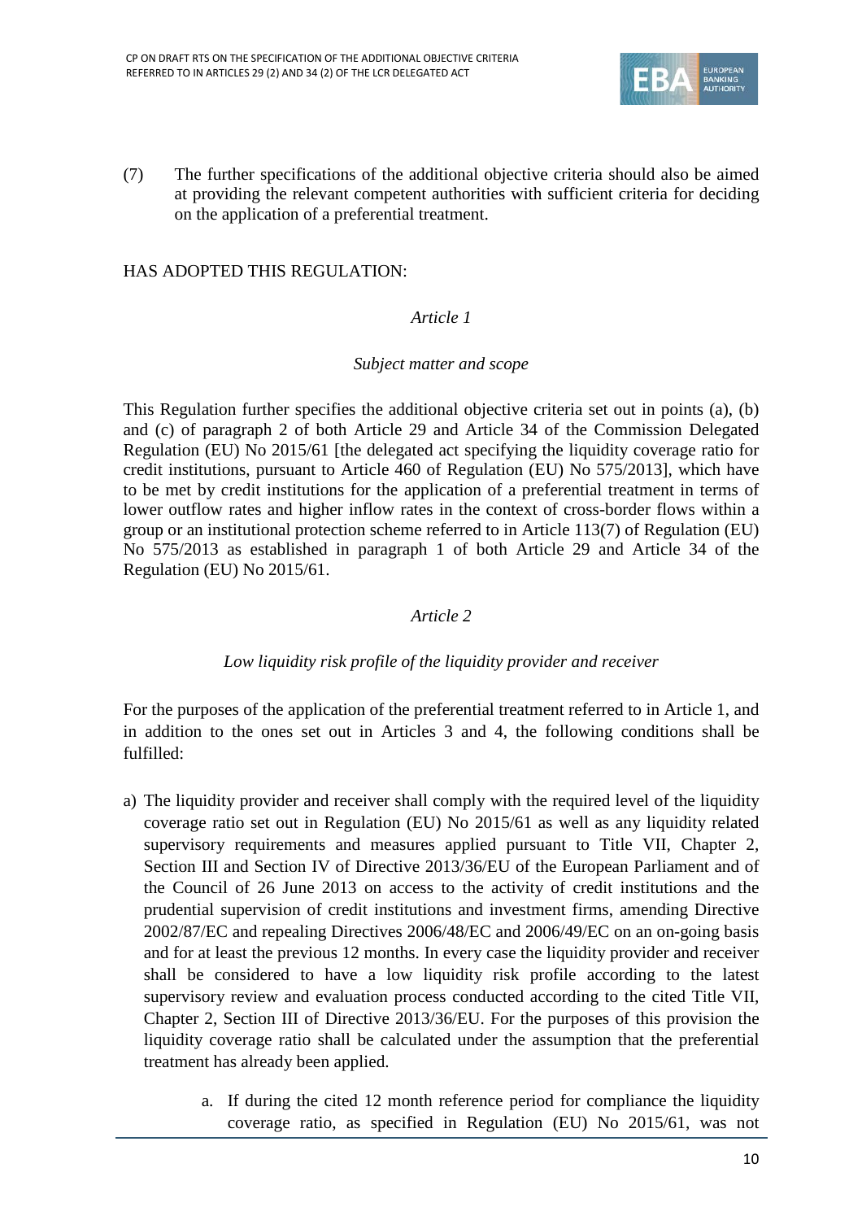(7) The further specifications of the additional objective criteria should also be aimed at providing the relevant competent authorities with sufficient criteria for deciding on the application of a preferential treatment.

HAS ADOPTED THIS REGULATION:

*Article 1*

*Subject matter and scope*

This Regulation further specifies the additional objective criteria set out in points (a), (b) and (c) of paragraph 2 of both Article 29 and Article 34 of the Commission Delegated Regulation (EU) No 2015/61 [the delegated act specifying the liquidity coverage ratio for credit institutions, pursuant to Article 460 of Regulation (EU) No 575/2013], which have to be met by credit institutions for the application of a preferential treatment in terms of lower outflow rates and higher inflow rates in the context of cross-border flows within a group or an institutional protection scheme referred to in Article 113(7) of Regulation (EU) No 575/2013 as established in paragraph 1 of both Article 29 and Article 34 of the Regulation (EU) No 2015/61.

*Article 2*

*Low liquidity risk profile of the liquidity provider and receiver*

For the purposes of the application of the preferential treatment referred to in Article 1, and in addition to the ones set out in Articles 3 and 4, the following conditions shall be fulfilled:

a) The liquidity provider and receiver shall comply with the required level of the liquidity coverage ratio set out in Regulation (EU) No 2015/61 as well as any liquidity related supervisory requirements and measures applied pursuant to Title VII, Chapter 2, Section III and Section IV of Directive 2013/36/EU of the European Parliament and of the Council of 26 June 2013 on access to the activity of credit institutions and the prudential supervision of credit institutions and investment firms, amending Directive 2002/87/EC and repealing Directives 2006/48/EC and 2006/49/EC on an on-going basis and for at least the previous 12 months. In every case the liquidity provider and receiver shall be considered to have a low liquidity risk profile according to the latest supervisory review and evaluation process conducted according to the cited Title VII, Chapter 2, Section III of Directive 2013/36/EU. For the purposes of this provision the liquidity coverage ratio shall be calculated under the assumption that the preferential treatment has already been applied.

   a. If during the cited 12 month reference period for compliance the liquidity coverage ratio, as specified in Regulation (EU) No 2015/61, was not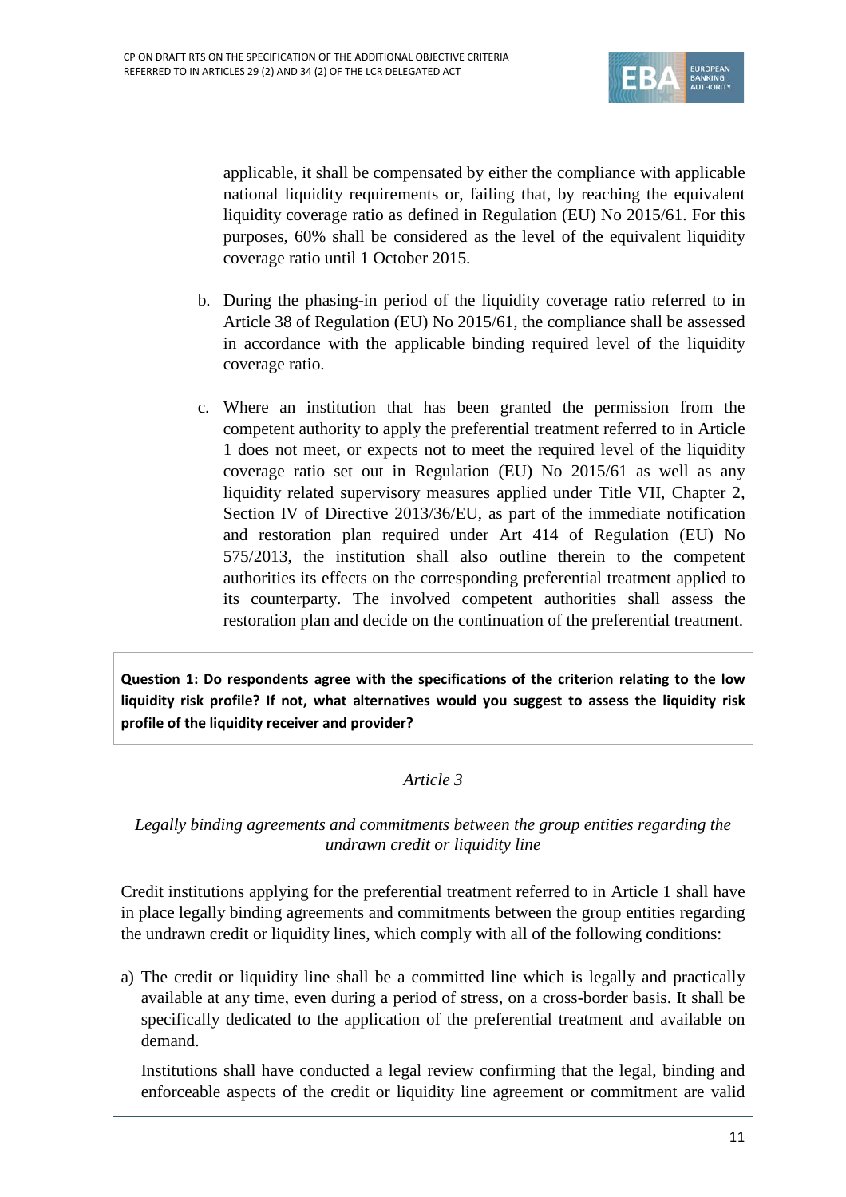applicable, it shall be compensated by either the compliance with applicable national liquidity requirements or, failing that, by reaching the equivalent liquidity coverage ratio as defined in Regulation (EU) No 2015/61. For this purposes, 60% shall be considered as the level of the equivalent liquidity coverage ratio until 1 October 2015.

b. During the phasing-in period of the liquidity coverage ratio referred to in Article 38 of Regulation (EU) No 2015/61, the compliance shall be assessed in accordance with the applicable binding required level of the liquidity coverage ratio.

c. Where an institution that has been granted the permission from the competent authority to apply the preferential treatment referred to in Article 1 does not meet, or expects not to meet the required level of the liquidity coverage ratio set out in Regulation (EU) No 2015/61 as well as any liquidity related supervisory measures applied under Title VII, Chapter 2, Section IV of Directive 2013/36/EU, as part of the immediate notification and restoration plan required under Art 414 of Regulation (EU) No 575/2013, the institution shall also outline therein to the competent authorities its effects on the corresponding preferential treatment applied to its counterparty. The involved competent authorities shall assess the restoration plan and decide on the continuation of the preferential treatment.

**Question 1: Do respondents agree with the specifications of the criterion relating to the low liquidity risk profile? If not, what alternatives would you suggest to assess the liquidity risk profile of the liquidity receiver and provider?**

*Article 3*

*Legally binding agreements and commitments between the group entities regarding the undrawn credit or liquidity line*

Credit institutions applying for the preferential treatment referred to in Article 1 shall have in place legally binding agreements and commitments between the group entities regarding the undrawn credit or liquidity lines, which comply with all of the following conditions:

a) The credit or liquidity line shall be a committed line which is legally and practically available at any time, even during a period of stress, on a cross-border basis. It shall be specifically dedicated to the application of the preferential treatment and available on demand.

   Institutions shall have conducted a legal review confirming that the legal, binding and enforceable aspects of the credit or liquidity line agreement or commitment are valid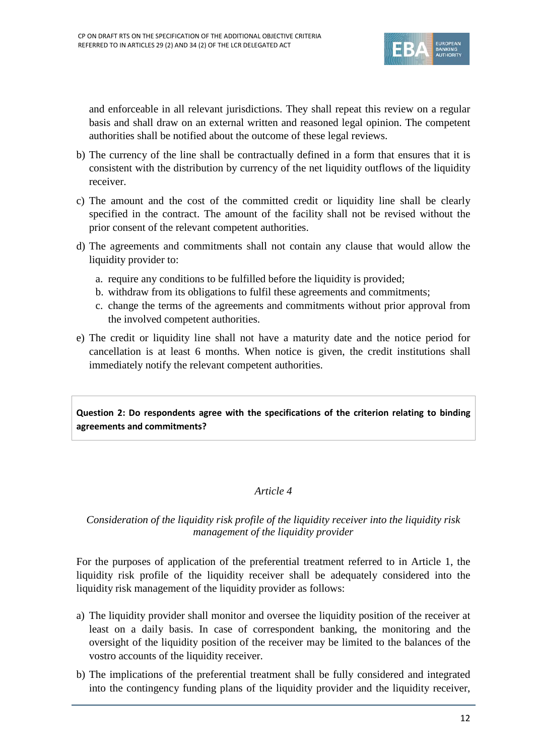and enforceable in all relevant jurisdictions. They shall repeat this review on a regular basis and shall draw on an external written and reasoned legal opinion. The competent authorities shall be notified about the outcome of these legal reviews.

b) The currency of the line shall be contractually defined in a form that ensures that it is consistent with the distribution by currency of the net liquidity outflows of the liquidity receiver.

c) The amount and the cost of the committed credit or liquidity line shall be clearly specified in the contract. The amount of the facility shall not be revised without the prior consent of the relevant competent authorities.

d) The agreements and commitments shall not contain any clause that would allow the liquidity provider to:

   a. require any conditions to be fulfilled before the liquidity is provided;
   b. withdraw from its obligations to fulfil these agreements and commitments;
   c. change the terms of the agreements and commitments without prior approval from the involved competent authorities.

e) The credit or liquidity line shall not have a maturity date and the notice period for cancellation is at least 6 months. When notice is given, the credit institutions shall immediately notify the relevant competent authorities.

**Question 2: Do respondents agree with the specifications of the criterion relating to binding agreements and commitments?**

*Article 4*

*Consideration of the liquidity risk profile of the liquidity receiver into the liquidity risk management of the liquidity provider*

For the purposes of application of the preferential treatment referred to in Article 1, the liquidity risk profile of the liquidity receiver shall be adequately considered into the liquidity risk management of the liquidity provider as follows:

a) The liquidity provider shall monitor and oversee the liquidity position of the receiver at least on a daily basis. In case of correspondent banking, the monitoring and the oversight of the liquidity position of the receiver may be limited to the balances of the vostro accounts of the liquidity receiver.

b) The implications of the preferential treatment shall be fully considered and integrated into the contingency funding plans of the liquidity provider and the liquidity receiver,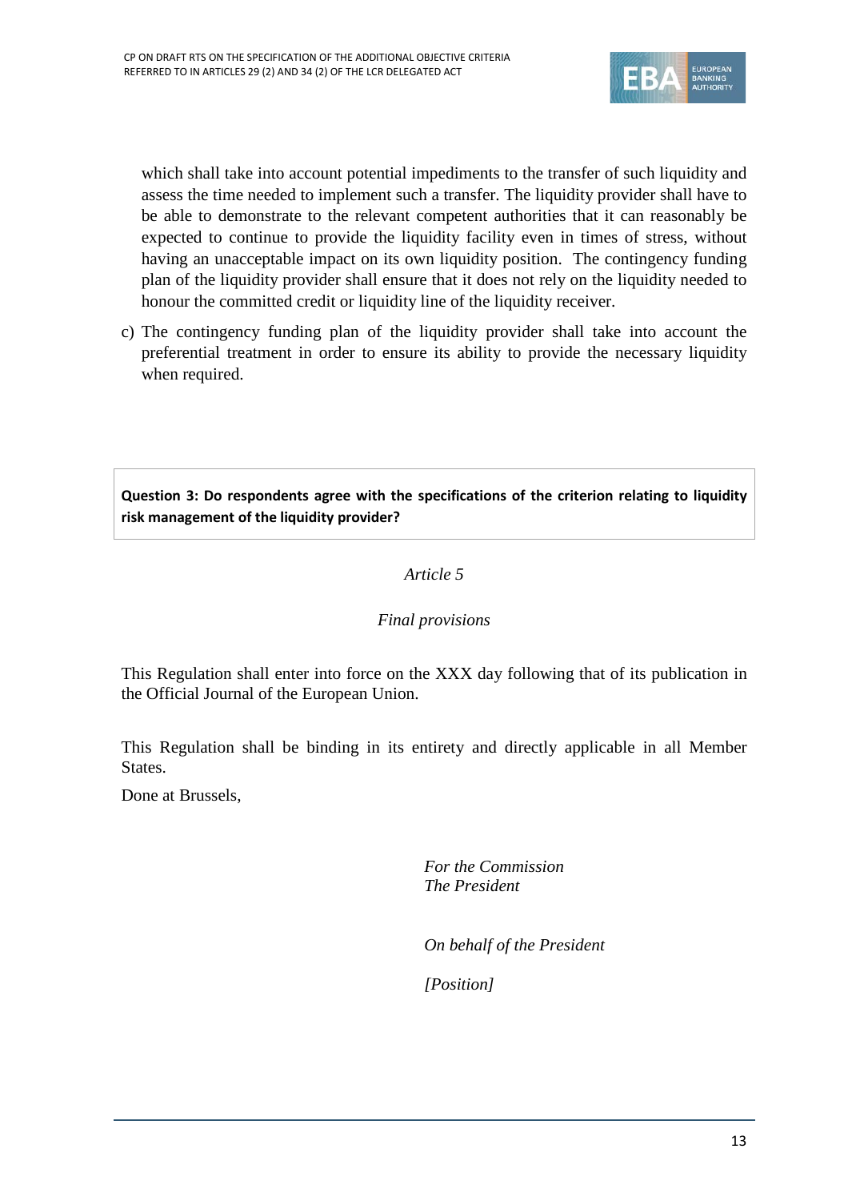which shall take into account potential impediments to the transfer of such liquidity and assess the time needed to implement such a transfer. The liquidity provider shall have to be able to demonstrate to the relevant competent authorities that it can reasonably be expected to continue to provide the liquidity facility even in times of stress, without having an unacceptable impact on its own liquidity position. The contingency funding plan of the liquidity provider shall ensure that it does not rely on the liquidity needed to honour the committed credit or liquidity line of the liquidity receiver.

c) The contingency funding plan of the liquidity provider shall take into account the preferential treatment in order to ensure its ability to provide the necessary liquidity when required.

**Question 3: Do respondents agree with the specifications of the criterion relating to liquidity risk management of the liquidity provider?**

*Article 5*

*Final provisions*

This Regulation shall enter into force on the XXX day following that of its publication in the Official Journal of the European Union.

This Regulation shall be binding in its entirety and directly applicable in all Member States.

Done at Brussels,

*For the Commission*
*The President*

*On behalf of the President*

*[Position]*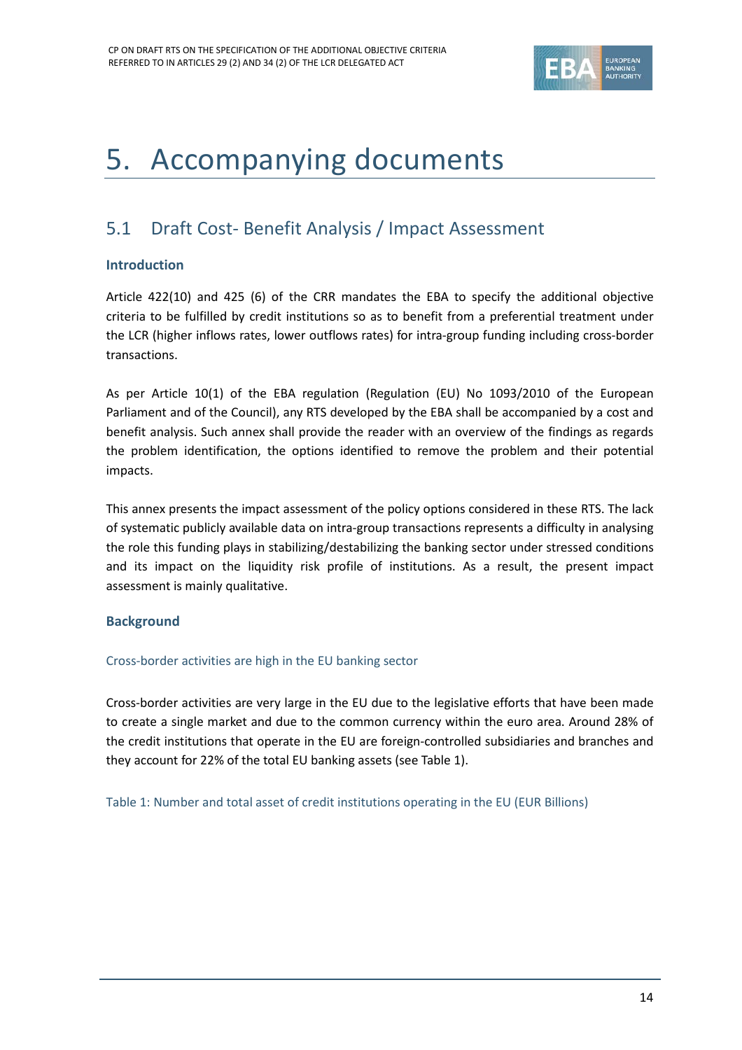# 5. Accompanying documents

## 5.1 Draft Cost- Benefit Analysis / Impact Assessment

### Introduction

Article 422(10) and 425 (6) of the CRR mandates the EBA to specify the additional objective criteria to be fulfilled by credit institutions so as to benefit from a preferential treatment under the LCR (higher inflows rates, lower outflows rates) for intra-group funding including cross-border transactions.

As per Article 10(1) of the EBA regulation (Regulation (EU) No 1093/2010 of the European Parliament and of the Council), any RTS developed by the EBA shall be accompanied by a cost and benefit analysis. Such annex shall provide the reader with an overview of the findings as regards the problem identification, the options identified to remove the problem and their potential impacts.

This annex presents the impact assessment of the policy options considered in these RTS. The lack of systematic publicly available data on intra-group transactions represents a difficulty in analysing the role this funding plays in stabilizing/destabilizing the banking sector under stressed conditions and its impact on the liquidity risk profile of institutions. As a result, the present impact assessment is mainly qualitative.

### Background

#### Cross-border activities are high in the EU banking sector

Cross-border activities are very large in the EU due to the legislative efforts that have been made to create a single market and due to the common currency within the euro area. Around 28% of the credit institutions that operate in the EU are foreign-controlled subsidiaries and branches and they account for 22% of the total EU banking assets (see Table 1).

Table 1: Number and total asset of credit institutions operating in the EU (EUR Billions)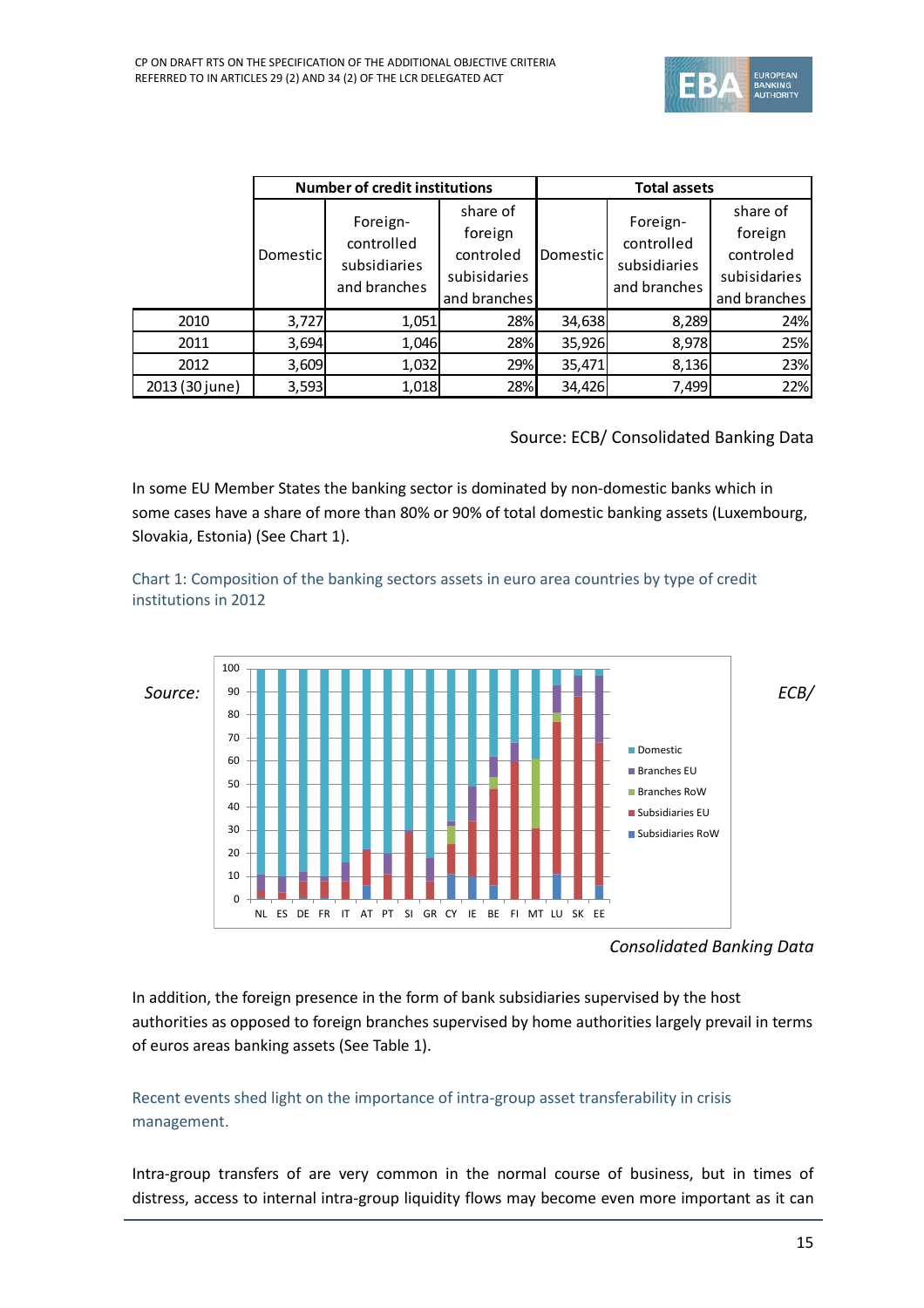| | Number of credit institutions | | | Total assets | | |
|---|---|---|---|---|---|---|
| | Domestic | Foreign-controlled subsidiaries and branches | share of foreign controled subisidaries and branches | Domestic | Foreign-controlled subsidiaries and branches | share of foreign controled subisidaries and branches |
| 2010 | 3,727 | 1,051 | 28% | 34,638 | 8,289 | 24% |
| 2011 | 3,694 | 1,046 | 28% | 35,926 | 8,978 | 25% |
| 2012 | 3,609 | 1,032 | 29% | 35,471 | 8,136 | 23% |
| 2013 (30 june) | 3,593 | 1,018 | 28% | 34,426 | 7,499 | 22% |

Source: ECB/ Consolidated Banking Data

In some EU Member States the banking sector is dominated by non-domestic banks which in some cases have a share of more than 80% or 90% of total domestic banking assets (Luxembourg, Slovakia, Estonia) (See Chart 1).

Chart 1: Composition of the banking sectors assets in euro area countries by type of credit institutions in 2012

*Source: ECB/ Consolidated Banking Data*

In addition, the foreign presence in the form of bank subsidiaries supervised by the host authorities as opposed to foreign branches supervised by home authorities largely prevail in terms of euros areas banking assets (See Table 1).

Recent events shed light on the importance of intra-group asset transferability in crisis management.

Intra-group transfers of are very common in the normal course of business, but in times of distress, access to internal intra-group liquidity flows may become even more important as it can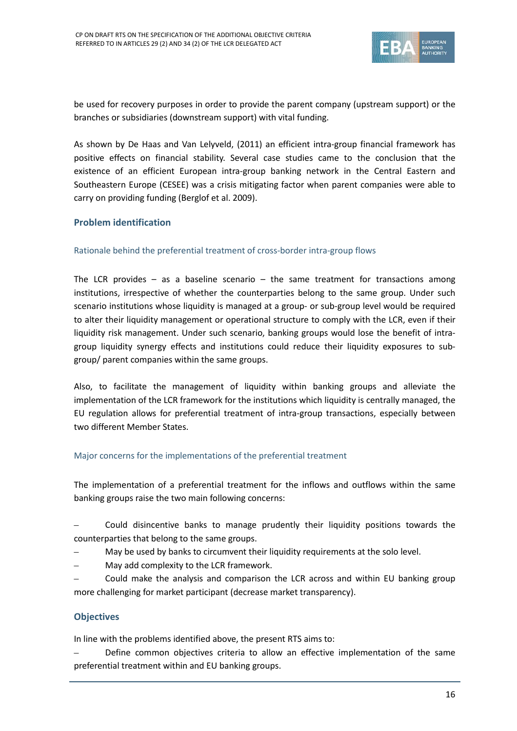be used for recovery purposes in order to provide the parent company (upstream support) or the branches or subsidiaries (downstream support) with vital funding.

As shown by De Haas and Van Lelyveld, (2011) an efficient intra-group financial framework has positive effects on financial stability. Several case studies came to the conclusion that the existence of an efficient European intra-group banking network in the Central Eastern and Southeastern Europe (CESEE) was a crisis mitigating factor when parent companies were able to carry on providing funding (Berglof et al. 2009).

### Problem identification

#### Rationale behind the preferential treatment of cross-border intra-group flows

The LCR provides – as a baseline scenario – the same treatment for transactions among institutions, irrespective of whether the counterparties belong to the same group. Under such scenario institutions whose liquidity is managed at a group- or sub-group level would be required to alter their liquidity management or operational structure to comply with the LCR, even if their liquidity risk management. Under such scenario, banking groups would lose the benefit of intra-group liquidity synergy effects and institutions could reduce their liquidity exposures to sub-group/ parent companies within the same groups.

Also, to facilitate the management of liquidity within banking groups and alleviate the implementation of the LCR framework for the institutions which liquidity is centrally managed, the EU regulation allows for preferential treatment of intra-group transactions, especially between two different Member States.

#### Major concerns for the implementations of the preferential treatment

The implementation of a preferential treatment for the inflows and outflows within the same banking groups raise the two main following concerns:

- Could disincentive banks to manage prudently their liquidity positions towards the counterparties that belong to the same groups.
- May be used by banks to circumvent their liquidity requirements at the solo level.
- May add complexity to the LCR framework.
- Could make the analysis and comparison the LCR across and within EU banking group more challenging for market participant (decrease market transparency).

### Objectives

In line with the problems identified above, the present RTS aims to:

- Define common objectives criteria to allow an effective implementation of the same preferential treatment within and EU banking groups.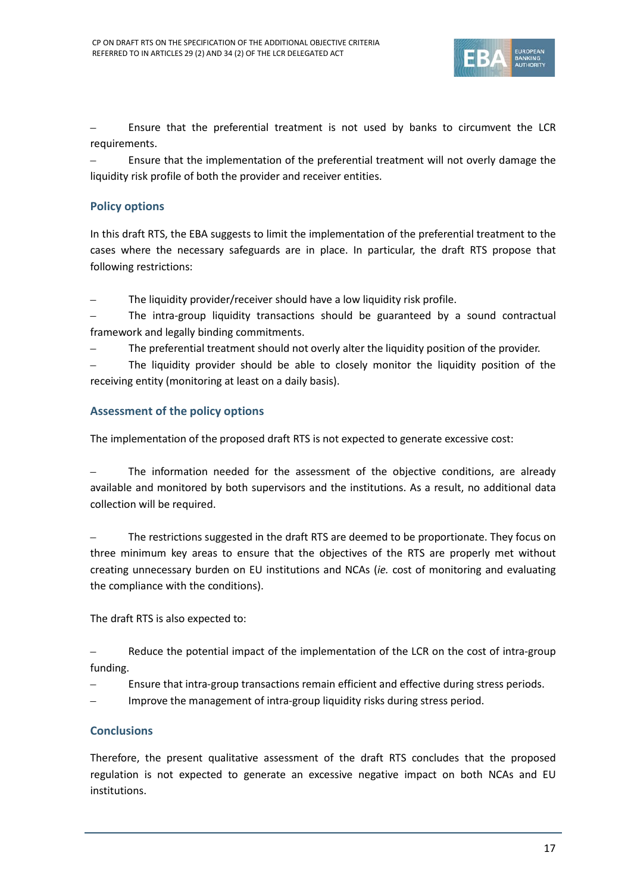- Ensure that the preferential treatment is not used by banks to circumvent the LCR requirements.
- Ensure that the implementation of the preferential treatment will not overly damage the liquidity risk profile of both the provider and receiver entities.

### Policy options

In this draft RTS, the EBA suggests to limit the implementation of the preferential treatment to the cases where the necessary safeguards are in place. In particular, the draft RTS propose that following restrictions:

- The liquidity provider/receiver should have a low liquidity risk profile.
- The intra-group liquidity transactions should be guaranteed by a sound contractual framework and legally binding commitments.
- The preferential treatment should not overly alter the liquidity position of the provider.
- The liquidity provider should be able to closely monitor the liquidity position of the receiving entity (monitoring at least on a daily basis).

### Assessment of the policy options

The implementation of the proposed draft RTS is not expected to generate excessive cost:

- The information needed for the assessment of the objective conditions, are already available and monitored by both supervisors and the institutions. As a result, no additional data collection will be required.

- The restrictions suggested in the draft RTS are deemed to be proportionate. They focus on three minimum key areas to ensure that the objectives of the RTS are properly met without creating unnecessary burden on EU institutions and NCAs (*ie.* cost of monitoring and evaluating the compliance with the conditions).

The draft RTS is also expected to:

- Reduce the potential impact of the implementation of the LCR on the cost of intra-group funding.
- Ensure that intra-group transactions remain efficient and effective during stress periods.
- Improve the management of intra-group liquidity risks during stress period.

### Conclusions

Therefore, the present qualitative assessment of the draft RTS concludes that the proposed regulation is not expected to generate an excessive negative impact on both NCAs and EU institutions.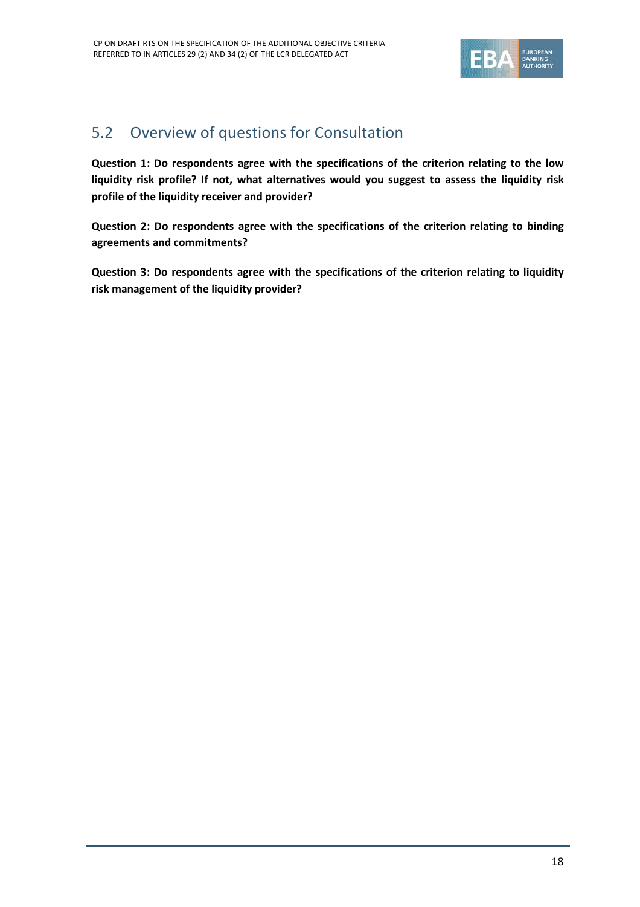## 5.2 Overview of questions for Consultation

**Question 1: Do respondents agree with the specifications of the criterion relating to the low liquidity risk profile? If not, what alternatives would you suggest to assess the liquidity risk profile of the liquidity receiver and provider?**

**Question 2: Do respondents agree with the specifications of the criterion relating to binding agreements and commitments?**

**Question 3: Do respondents agree with the specifications of the criterion relating to liquidity risk management of the liquidity provider?**